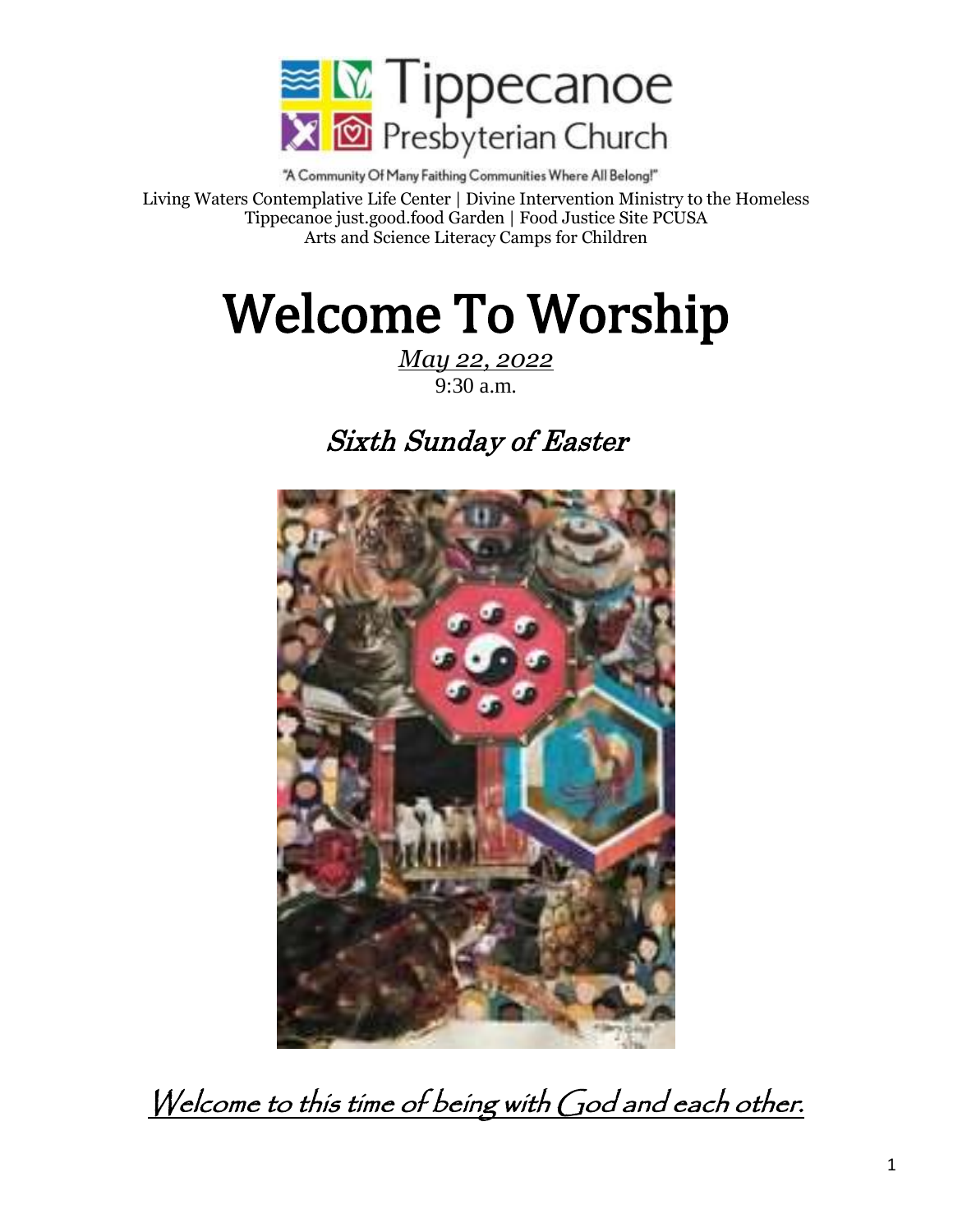Tippecanoe Presbyterian Church

"A Community Of Many Faithing Communities Where All Belong!"

Living Waters Contemplative Life Center | Divine Intervention Ministry to the Homeless
Tippecanoe just.good.food Garden | Food Justice Site PCUSA
Arts and Science Literacy Camps for Children

# Welcome To Worship

*May 22, 2022*
9:30 a.m.

## *Sixth Sunday of Easter*

*Welcome to this time of being with God and each other.*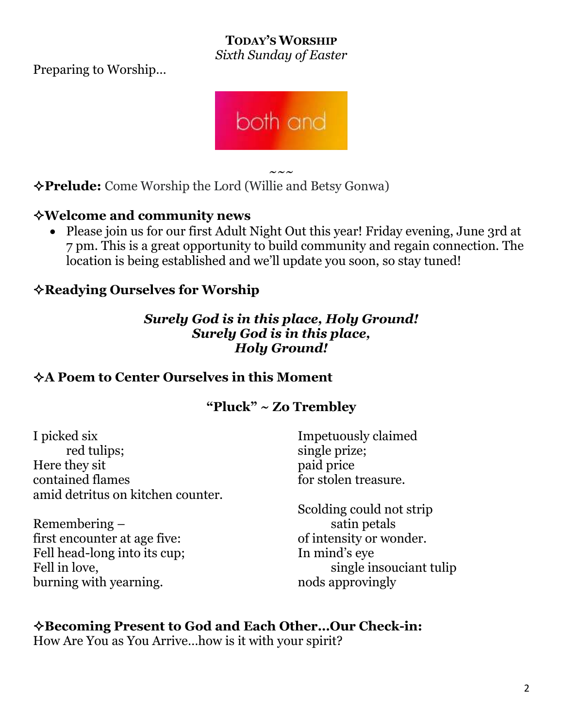**TODAY'S WORSHIP**
*Sixth Sunday of Easter*

Preparing to Worship…

both and

~~~

✧**Prelude:** Come Worship the Lord (Willie and Betsy Gonwa)

## ✧Welcome and community news

- Please join us for our first Adult Night Out this year! Friday evening, June 3rd at 7 pm. This is a great opportunity to build community and regain connection. The location is being established and we'll update you soon, so stay tuned!

## ✧Readying Ourselves for Worship

***Surely God is in this place, Holy Ground!***
***Surely God is in this place,***
***Holy Ground!***

## ✧A Poem to Center Ourselves in this Moment

**"Pluck" ~ Zo Trembley**

I picked six
    red tulips;
Here they sit
contained flames
amid detritus on kitchen counter.

Remembering –
first encounter at age five:
Fell head-long into its cup;
Fell in love,
burning with yearning.

Impetuously claimed
single prize;
paid price
for stolen treasure.

Scolding could not strip
    satin petals
of intensity or wonder.
In mind's eye
    single insouciant tulip
nods approvingly

## ✧Becoming Present to God and Each Other…Our Check-in:

How Are You as You Arrive…how is it with your spirit?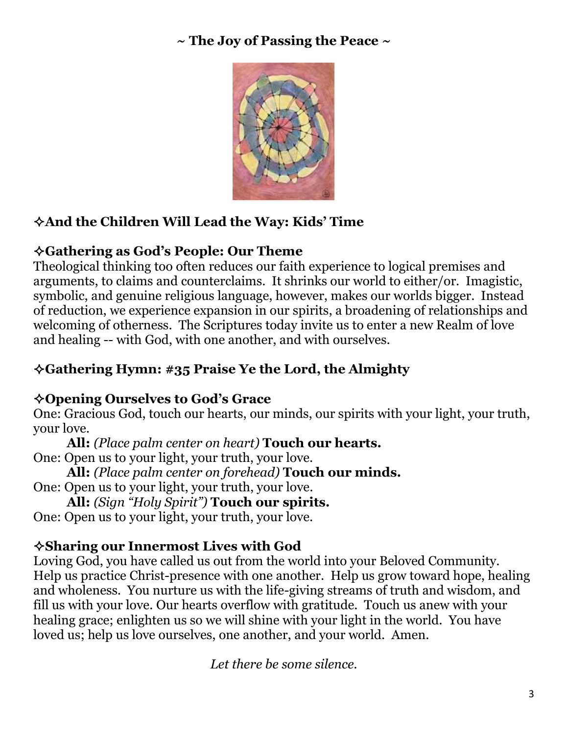**~ The Joy of Passing the Peace ~**

### ✧And the Children Will Lead the Way: Kids' Time

### ✧Gathering as God's People: Our Theme

Theological thinking too often reduces our faith experience to logical premises and arguments, to claims and counterclaims. It shrinks our world to either/or. Imagistic, symbolic, and genuine religious language, however, makes our worlds bigger. Instead of reduction, we experience expansion in our spirits, a broadening of relationships and welcoming of otherness. The Scriptures today invite us to enter a new Realm of love and healing -- with God, with one another, and with ourselves.

### ✧Gathering Hymn: #35 Praise Ye the Lord, the Almighty

### ✧Opening Ourselves to God's Grace

One: Gracious God, touch our hearts, our minds, our spirits with your light, your truth, your love.

**All:** *(Place palm center on heart)* **Touch our hearts.**

One: Open us to your light, your truth, your love.

**All:** *(Place palm center on forehead)* **Touch our minds.**

One: Open us to your light, your truth, your love.

**All:** *(Sign "Holy Spirit")* **Touch our spirits.**

One: Open us to your light, your truth, your love.

### ✧Sharing our Innermost Lives with God

Loving God, you have called us out from the world into your Beloved Community. Help us practice Christ-presence with one another. Help us grow toward hope, healing and wholeness. You nurture us with the life-giving streams of truth and wisdom, and fill us with your love. Our hearts overflow with gratitude. Touch us anew with your healing grace; enlighten us so we will shine with your light in the world. You have loved us; help us love ourselves, one another, and your world. Amen.

*Let there be some silence.*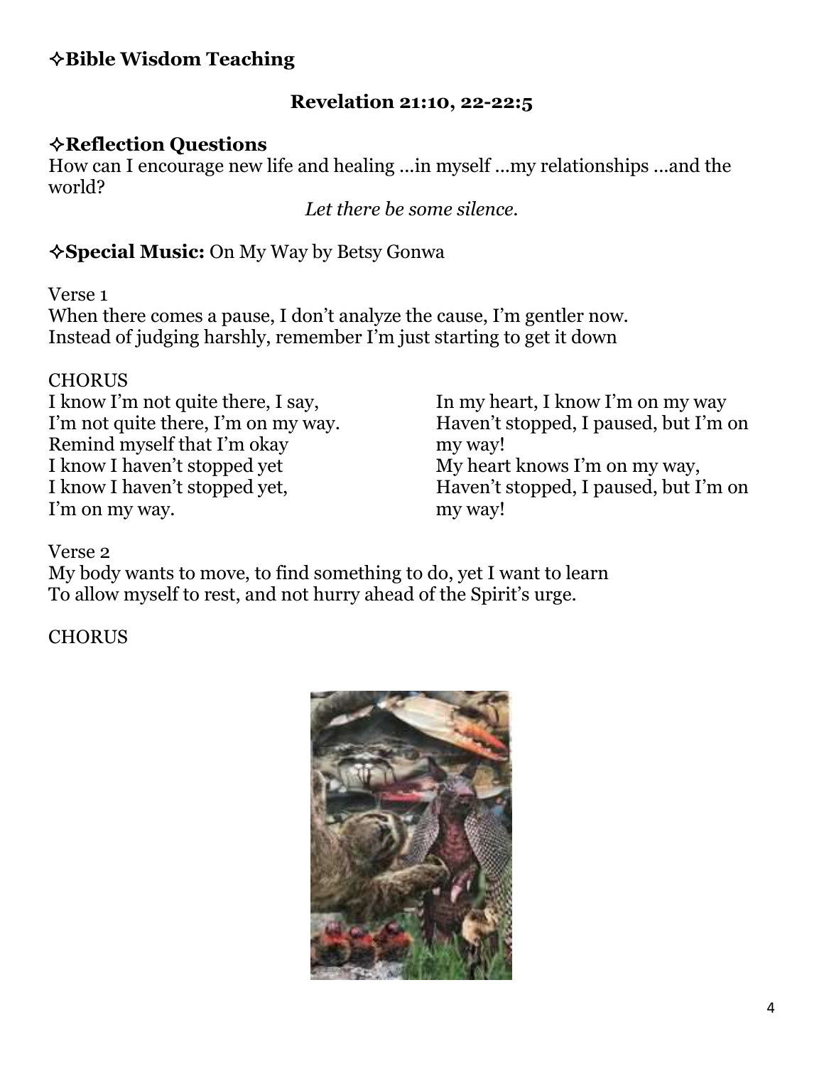### ✧Bible Wisdom Teaching

**Revelation 21:10, 22-22:5**

### ✧Reflection Questions

How can I encourage new life and healing …in myself …my relationships …and the world?

*Let there be some silence.*

### ✧Special Music: On My Way by Betsy Gonwa

Verse 1
When there comes a pause, I don't analyze the cause, I'm gentler now.
Instead of judging harshly, remember I'm just starting to get it down

CHORUS
I know I'm not quite there, I say,
I'm not quite there, I'm on my way.
Remind myself that I'm okay
I know I haven't stopped yet
I know I haven't stopped yet,
I'm on my way.

In my heart, I know I'm on my way
Haven't stopped, I paused, but I'm on my way!
My heart knows I'm on my way,
Haven't stopped, I paused, but I'm on my way!

Verse 2
My body wants to move, to find something to do, yet I want to learn
To allow myself to rest, and not hurry ahead of the Spirit's urge.

CHORUS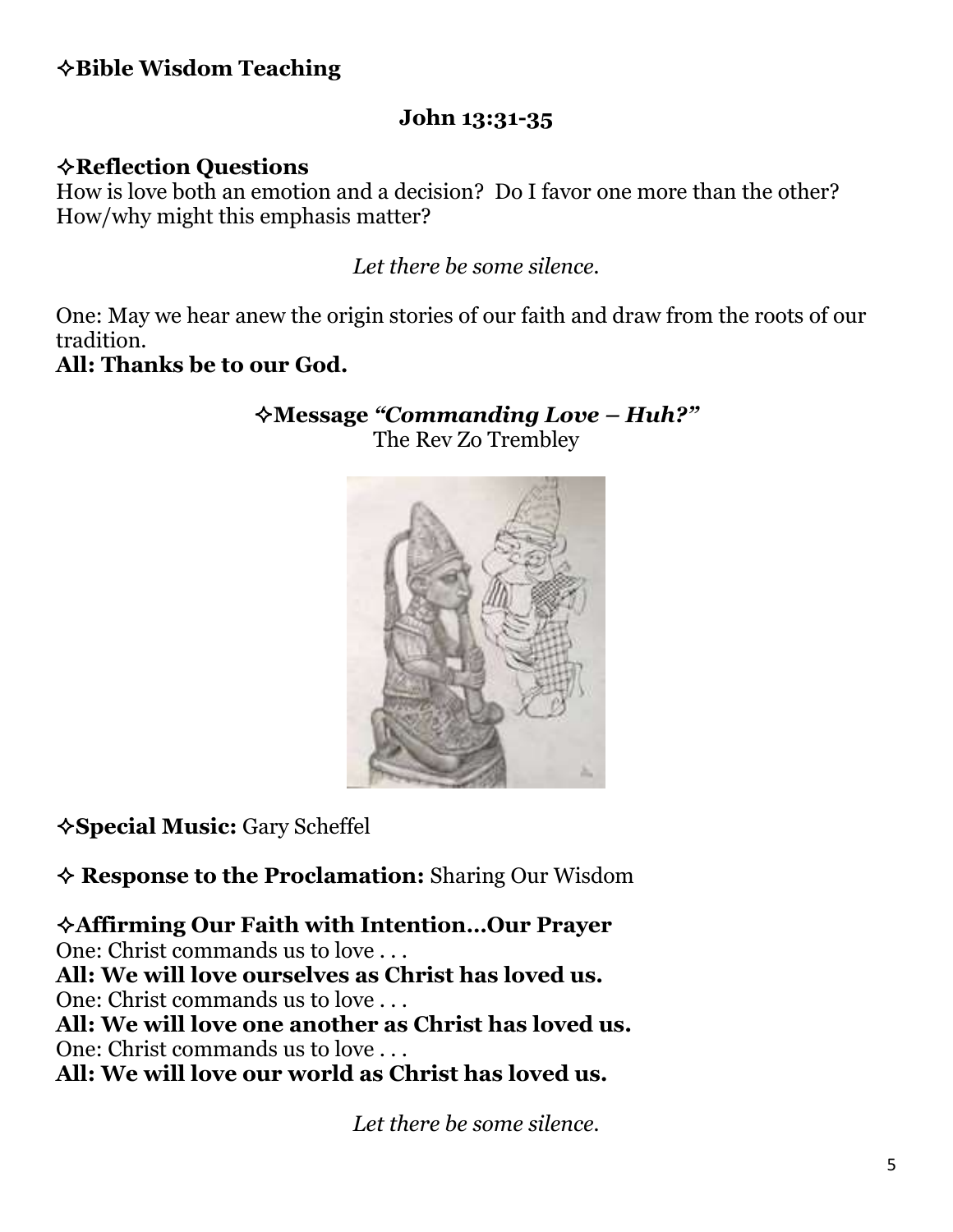**✧Bible Wisdom Teaching**

**John 13:31-35**

**✧Reflection Questions**

How is love both an emotion and a decision? Do I favor one more than the other? How/why might this emphasis matter?

*Let there be some silence.*

One: May we hear anew the origin stories of our faith and draw from the roots of our tradition.
**All: Thanks be to our God.**

**✧Message *"Commanding Love – Huh?"***
The Rev Zo Trembley

**✧Special Music:** Gary Scheffel

**✧ Response to the Proclamation:** Sharing Our Wisdom

**✧Affirming Our Faith with Intention…Our Prayer**

One: Christ commands us to love . . .
**All: We will love ourselves as Christ has loved us.**
One: Christ commands us to love . . .
**All: We will love one another as Christ has loved us.**
One: Christ commands us to love . . .
**All: We will love our world as Christ has loved us.**

*Let there be some silence.*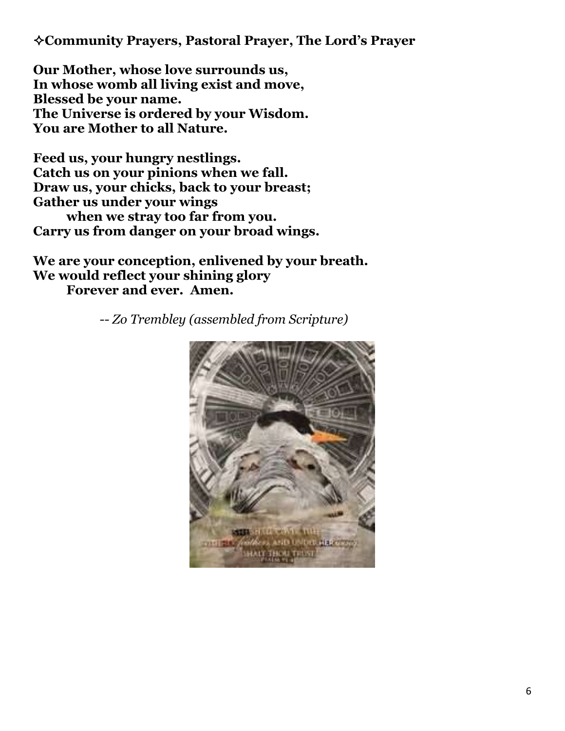**✧Community Prayers, Pastoral Prayer, The Lord's Prayer**

**Our Mother, whose love surrounds us,**
**In whose womb all living exist and move,**
**Blessed be your name.**
**The Universe is ordered by your Wisdom.**
**You are Mother to all Nature.**

**Feed us, your hungry nestlings.**
**Catch us on your pinions when we fall.**
**Draw us, your chicks, back to your breast;**
**Gather us under your wings**
**when we stray too far from you.**
**Carry us from danger on your broad wings.**

**We are your conception, enlivened by your breath.**
**We would reflect your shining glory**
**Forever and ever. Amen.**

*-- Zo Trembley (assembled from Scripture)*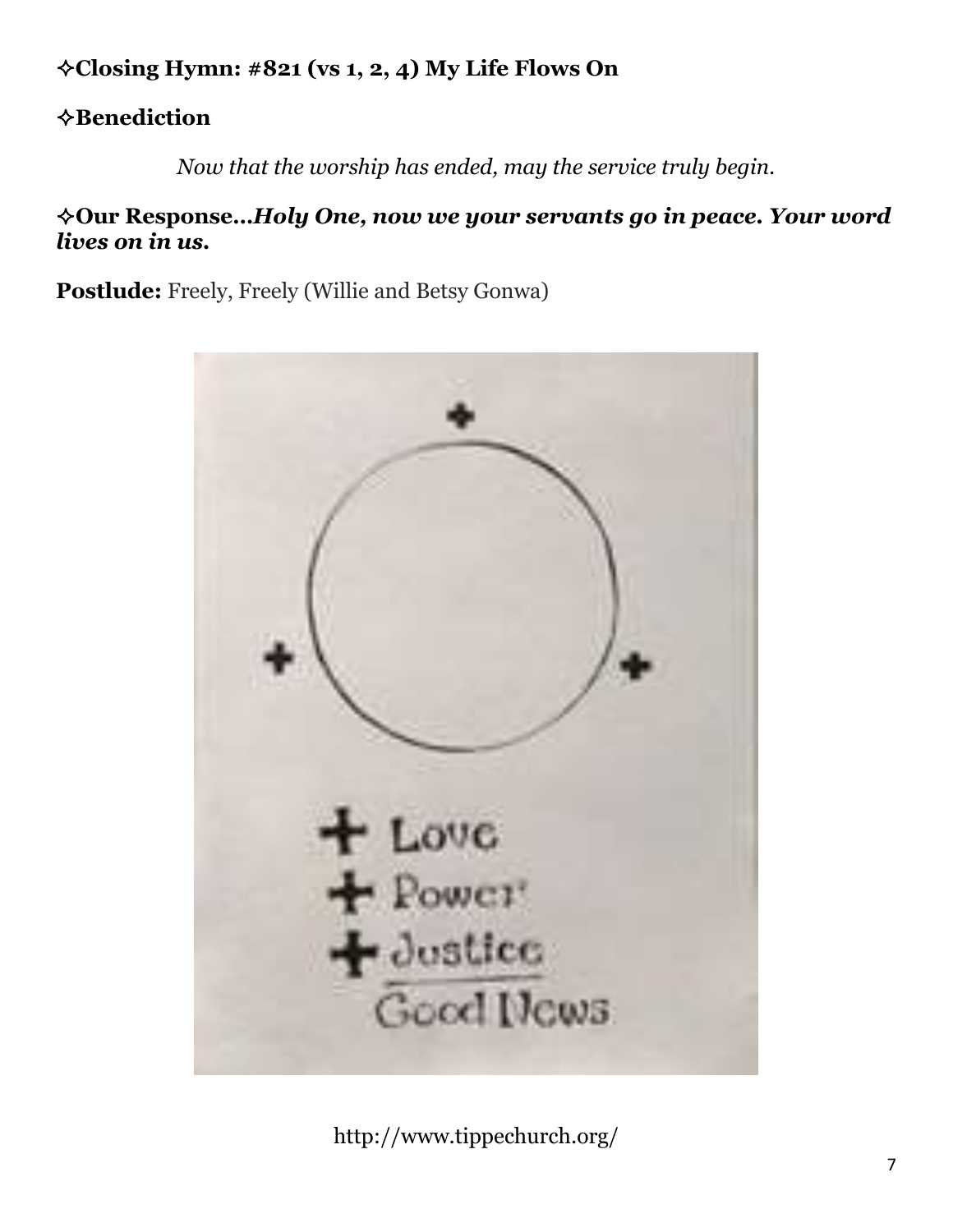**✧Closing Hymn: #821 (vs 1, 2, 4) My Life Flows On**

**✧Benediction**

*Now that the worship has ended, may the service truly begin.*

**✧Our Response…*Holy One, now we your servants go in peace. Your word lives on in us.***

**Postlude:** Freely, Freely (Willie and Betsy Gonwa)

+ Love
+ Power
+ Justice

Good News

http://www.tippechurch.org/